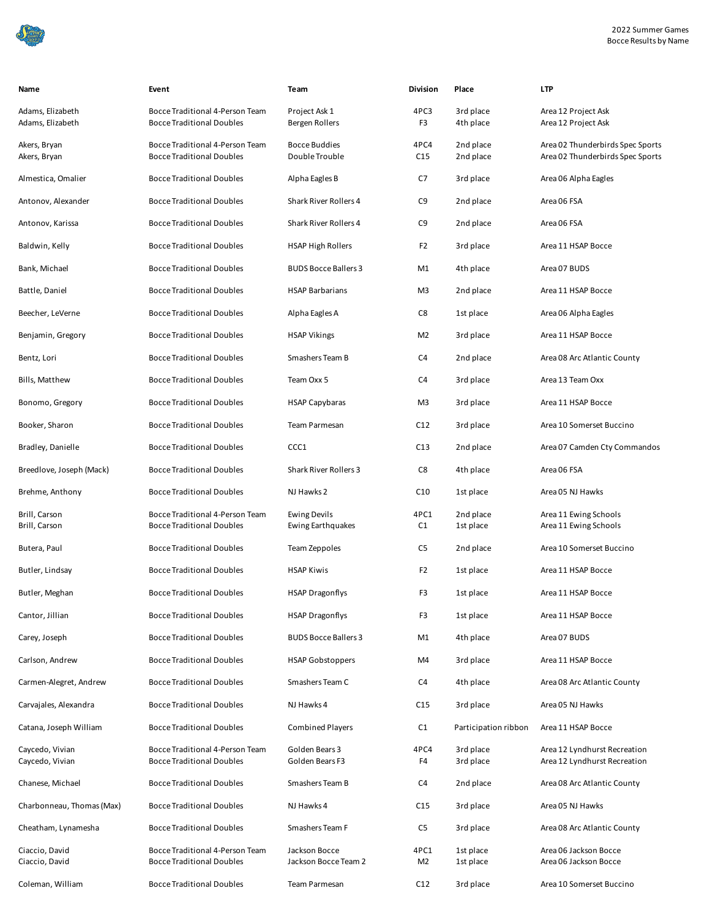2022 Summer Games
Bocce Results by Name

| Name | Event | Team | Division | Place | LTP |
|---|---|---|---|---|---|
| Adams, Elizabeth | Bocce Traditional 4-Person Team | Project Ask 1 | 4PC3 | 3rd place | Area 12 Project Ask |
| Adams, Elizabeth | Bocce Traditional Doubles | Bergen Rollers | F3 | 4th place | Area 12 Project Ask |
| Akers, Bryan | Bocce Traditional 4-Person Team | Bocce Buddies | 4PC4 | 2nd place | Area 02 Thunderbirds Spec Sports |
| Akers, Bryan | Bocce Traditional Doubles | Double Trouble | C15 | 2nd place | Area 02 Thunderbirds Spec Sports |
| Almestica, Omalier | Bocce Traditional Doubles | Alpha Eagles B | C7 | 3rd place | Area 06 Alpha Eagles |
| Antonov, Alexander | Bocce Traditional Doubles | Shark River Rollers 4 | C9 | 2nd place | Area 06 FSA |
| Antonov, Karissa | Bocce Traditional Doubles | Shark River Rollers 4 | C9 | 2nd place | Area 06 FSA |
| Baldwin, Kelly | Bocce Traditional Doubles | HSAP High Rollers | F2 | 3rd place | Area 11 HSAP Bocce |
| Bank, Michael | Bocce Traditional Doubles | BUDS Bocce Ballers 3 | M1 | 4th place | Area 07 BUDS |
| Battle, Daniel | Bocce Traditional Doubles | HSAP Barbarians | M3 | 2nd place | Area 11 HSAP Bocce |
| Beecher, LeVerne | Bocce Traditional Doubles | Alpha Eagles A | C8 | 1st place | Area 06 Alpha Eagles |
| Benjamin, Gregory | Bocce Traditional Doubles | HSAP Vikings | M2 | 3rd place | Area 11 HSAP Bocce |
| Bentz, Lori | Bocce Traditional Doubles | Smashers Team B | C4 | 2nd place | Area 08 Arc Atlantic County |
| Bills, Matthew | Bocce Traditional Doubles | Team Oxx 5 | C4 | 3rd place | Area 13 Team Oxx |
| Bonomo, Gregory | Bocce Traditional Doubles | HSAP Capybaras | M3 | 3rd place | Area 11 HSAP Bocce |
| Booker, Sharon | Bocce Traditional Doubles | Team Parmesan | C12 | 3rd place | Area 10 Somerset Buccino |
| Bradley, Danielle | Bocce Traditional Doubles | CCC1 | C13 | 2nd place | Area 07 Camden Cty Commandos |
| Breedlove, Joseph (Mack) | Bocce Traditional Doubles | Shark River Rollers 3 | C8 | 4th place | Area 06 FSA |
| Brehme, Anthony | Bocce Traditional Doubles | NJ Hawks 2 | C10 | 1st place | Area 05 NJ Hawks |
| Brill, Carson | Bocce Traditional 4-Person Team | Ewing Devils | 4PC1 | 2nd place | Area 11 Ewing Schools |
| Brill, Carson | Bocce Traditional Doubles | Ewing Earthquakes | C1 | 1st place | Area 11 Ewing Schools |
| Butera, Paul | Bocce Traditional Doubles | Team Zeppoles | C5 | 2nd place | Area 10 Somerset Buccino |
| Butler, Lindsay | Bocce Traditional Doubles | HSAP Kiwis | F2 | 1st place | Area 11 HSAP Bocce |
| Butler, Meghan | Bocce Traditional Doubles | HSAP Dragonflys | F3 | 1st place | Area 11 HSAP Bocce |
| Cantor, Jillian | Bocce Traditional Doubles | HSAP Dragonflys | F3 | 1st place | Area 11 HSAP Bocce |
| Carey, Joseph | Bocce Traditional Doubles | BUDS Bocce Ballers 3 | M1 | 4th place | Area 07 BUDS |
| Carlson, Andrew | Bocce Traditional Doubles | HSAP Gobstoppers | M4 | 3rd place | Area 11 HSAP Bocce |
| Carmen-Alegret, Andrew | Bocce Traditional Doubles | Smashers Team C | C4 | 4th place | Area 08 Arc Atlantic County |
| Carvajales, Alexandra | Bocce Traditional Doubles | NJ Hawks 4 | C15 | 3rd place | Area 05 NJ Hawks |
| Catana, Joseph William | Bocce Traditional Doubles | Combined Players | C1 | Participation ribbon | Area 11 HSAP Bocce |
| Caycedo, Vivian | Bocce Traditional 4-Person Team | Golden Bears 3 | 4PC4 | 3rd place | Area 12 Lyndhurst Recreation |
| Caycedo, Vivian | Bocce Traditional Doubles | Golden Bears F3 | F4 | 3rd place | Area 12 Lyndhurst Recreation |
| Chanese, Michael | Bocce Traditional Doubles | Smashers Team B | C4 | 2nd place | Area 08 Arc Atlantic County |
| Charbonneau, Thomas (Max) | Bocce Traditional Doubles | NJ Hawks 4 | C15 | 3rd place | Area 05 NJ Hawks |
| Cheatham, Lynamesha | Bocce Traditional Doubles | Smashers Team F | C5 | 3rd place | Area 08 Arc Atlantic County |
| Ciaccio, David | Bocce Traditional 4-Person Team | Jackson Bocce | 4PC1 | 1st place | Area 06 Jackson Bocce |
| Ciaccio, David | Bocce Traditional Doubles | Jackson Bocce Team 2 | M2 | 1st place | Area 06 Jackson Bocce |
| Coleman, William | Bocce Traditional Doubles | Team Parmesan | C12 | 3rd place | Area 10 Somerset Buccino |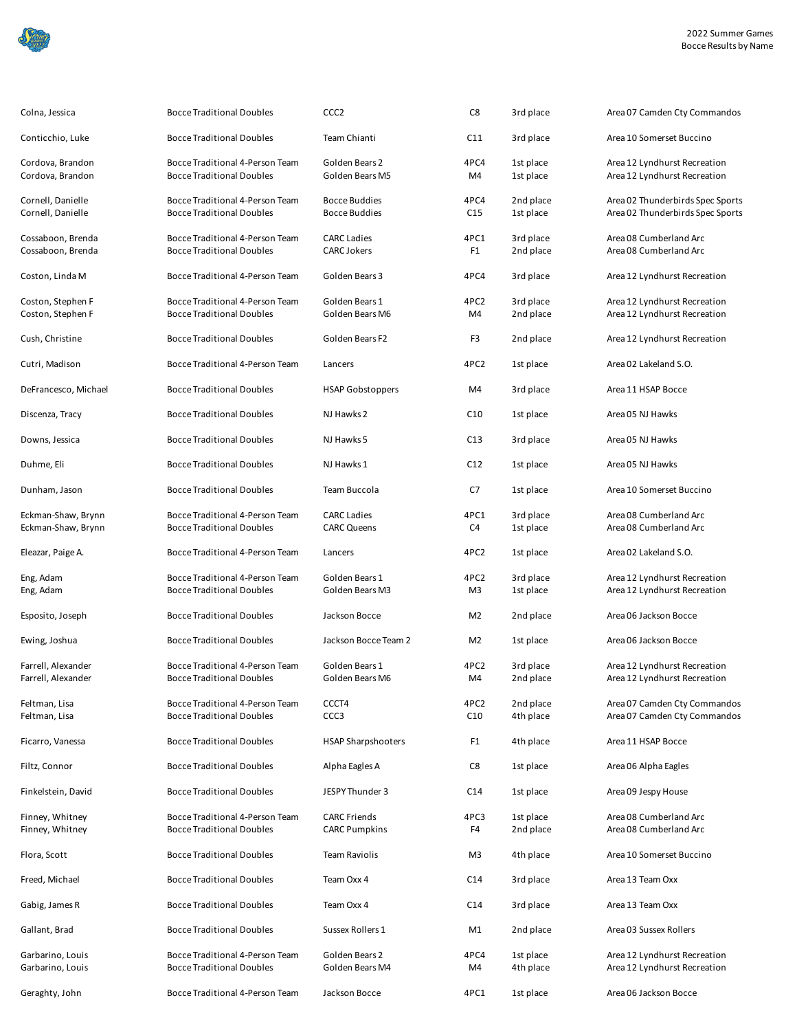| | | | | | |
|---|---|---|---|---|---|
| Colna, Jessica | Bocce Traditional Doubles | CCC2 | C8 | 3rd place | Area 07 Camden Cty Commandos |
| Conticchio, Luke | Bocce Traditional Doubles | Team Chianti | C11 | 3rd place | Area 10 Somerset Buccino |
| Cordova, Brandon | Bocce Traditional 4-Person Team | Golden Bears 2 | 4PC4 | 1st place | Area 12 Lyndhurst Recreation |
| Cordova, Brandon | Bocce Traditional Doubles | Golden Bears M5 | M4 | 1st place | Area 12 Lyndhurst Recreation |
| Cornell, Danielle | Bocce Traditional 4-Person Team | Bocce Buddies | 4PC4 | 2nd place | Area 02 Thunderbirds Spec Sports |
| Cornell, Danielle | Bocce Traditional Doubles | Bocce Buddies | C15 | 1st place | Area 02 Thunderbirds Spec Sports |
| Cossaboon, Brenda | Bocce Traditional 4-Person Team | CARC Ladies | 4PC1 | 3rd place | Area 08 Cumberland Arc |
| Cossaboon, Brenda | Bocce Traditional Doubles | CARC Jokers | F1 | 2nd place | Area 08 Cumberland Arc |
| Coston, Linda M | Bocce Traditional 4-Person Team | Golden Bears 3 | 4PC4 | 3rd place | Area 12 Lyndhurst Recreation |
| Coston, Stephen F | Bocce Traditional 4-Person Team | Golden Bears 1 | 4PC2 | 3rd place | Area 12 Lyndhurst Recreation |
| Coston, Stephen F | Bocce Traditional Doubles | Golden Bears M6 | M4 | 2nd place | Area 12 Lyndhurst Recreation |
| Cush, Christine | Bocce Traditional Doubles | Golden Bears F2 | F3 | 2nd place | Area 12 Lyndhurst Recreation |
| Cutri, Madison | Bocce Traditional 4-Person Team | Lancers | 4PC2 | 1st place | Area 02 Lakeland S.O. |
| DeFrancesco, Michael | Bocce Traditional Doubles | HSAP Gobstoppers | M4 | 3rd place | Area 11 HSAP Bocce |
| Discenza, Tracy | Bocce Traditional Doubles | NJ Hawks 2 | C10 | 1st place | Area 05 NJ Hawks |
| Downs, Jessica | Bocce Traditional Doubles | NJ Hawks 5 | C13 | 3rd place | Area 05 NJ Hawks |
| Duhme, Eli | Bocce Traditional Doubles | NJ Hawks 1 | C12 | 1st place | Area 05 NJ Hawks |
| Dunham, Jason | Bocce Traditional Doubles | Team Buccola | C7 | 1st place | Area 10 Somerset Buccino |
| Eckman-Shaw, Brynn | Bocce Traditional 4-Person Team | CARC Ladies | 4PC1 | 3rd place | Area 08 Cumberland Arc |
| Eckman-Shaw, Brynn | Bocce Traditional Doubles | CARC Queens | C4 | 1st place | Area 08 Cumberland Arc |
| Eleazar, Paige A. | Bocce Traditional 4-Person Team | Lancers | 4PC2 | 1st place | Area 02 Lakeland S.O. |
| Eng, Adam | Bocce Traditional 4-Person Team | Golden Bears 1 | 4PC2 | 3rd place | Area 12 Lyndhurst Recreation |
| Eng, Adam | Bocce Traditional Doubles | Golden Bears M3 | M3 | 1st place | Area 12 Lyndhurst Recreation |
| Esposito, Joseph | Bocce Traditional Doubles | Jackson Bocce | M2 | 2nd place | Area 06 Jackson Bocce |
| Ewing, Joshua | Bocce Traditional Doubles | Jackson Bocce Team 2 | M2 | 1st place | Area 06 Jackson Bocce |
| Farrell, Alexander | Bocce Traditional 4-Person Team | Golden Bears 1 | 4PC2 | 3rd place | Area 12 Lyndhurst Recreation |
| Farrell, Alexander | Bocce Traditional Doubles | Golden Bears M6 | M4 | 2nd place | Area 12 Lyndhurst Recreation |
| Feltman, Lisa | Bocce Traditional 4-Person Team | CCCT4 | 4PC2 | 2nd place | Area 07 Camden Cty Commandos |
| Feltman, Lisa | Bocce Traditional Doubles | CCC3 | C10 | 4th place | Area 07 Camden Cty Commandos |
| Ficarro, Vanessa | Bocce Traditional Doubles | HSAP Sharpshooters | F1 | 4th place | Area 11 HSAP Bocce |
| Filtz, Connor | Bocce Traditional Doubles | Alpha Eagles A | C8 | 1st place | Area 06 Alpha Eagles |
| Finkelstein, David | Bocce Traditional Doubles | JESPY Thunder 3 | C14 | 1st place | Area 09 Jespy House |
| Finney, Whitney | Bocce Traditional 4-Person Team | CARC Friends | 4PC3 | 1st place | Area 08 Cumberland Arc |
| Finney, Whitney | Bocce Traditional Doubles | CARC Pumpkins | F4 | 2nd place | Area 08 Cumberland Arc |
| Flora, Scott | Bocce Traditional Doubles | Team Raviolis | M3 | 4th place | Area 10 Somerset Buccino |
| Freed, Michael | Bocce Traditional Doubles | Team Oxx 4 | C14 | 3rd place | Area 13 Team Oxx |
| Gabig, James R | Bocce Traditional Doubles | Team Oxx 4 | C14 | 3rd place | Area 13 Team Oxx |
| Gallant, Brad | Bocce Traditional Doubles | Sussex Rollers 1 | M1 | 2nd place | Area 03 Sussex Rollers |
| Garbarino, Louis | Bocce Traditional 4-Person Team | Golden Bears 2 | 4PC4 | 1st place | Area 12 Lyndhurst Recreation |
| Garbarino, Louis | Bocce Traditional Doubles | Golden Bears M4 | M4 | 4th place | Area 12 Lyndhurst Recreation |
| Geraghty, John | Bocce Traditional 4-Person Team | Jackson Bocce | 4PC1 | 1st place | Area 06 Jackson Bocce |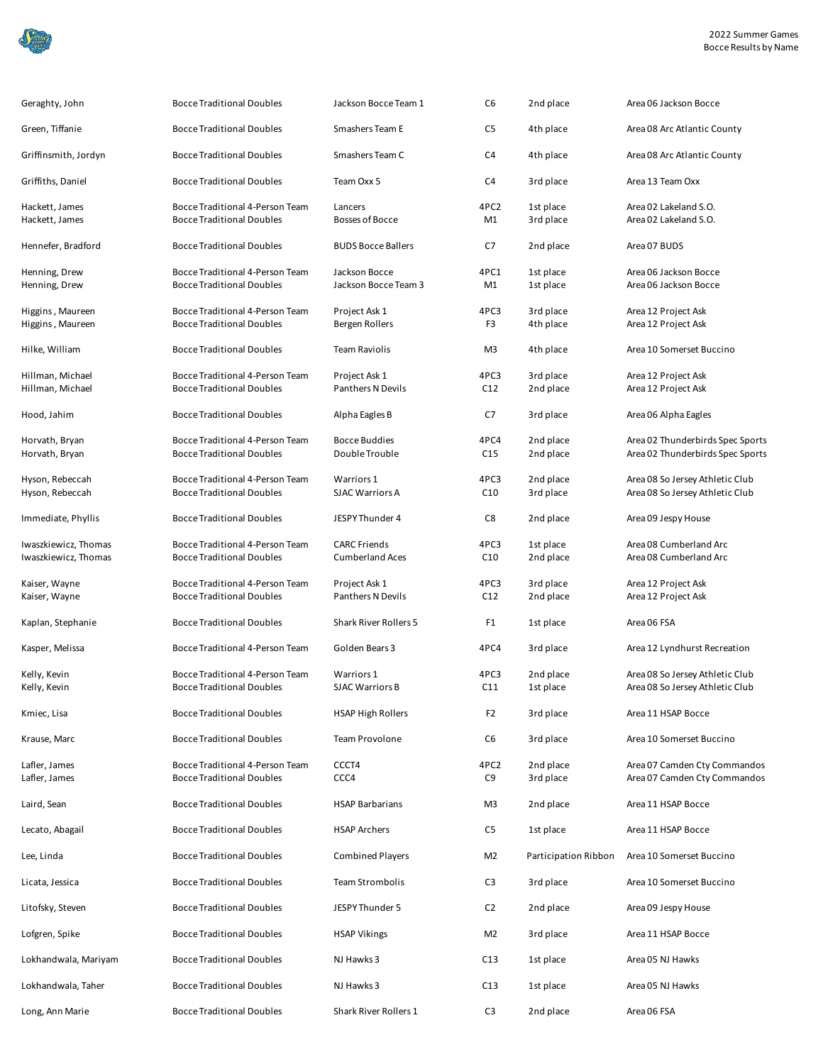| Name | Event | Team | Division | Place | Delegation |
|---|---|---|---|---|---|
| Geraghty, John | Bocce Traditional Doubles | Jackson Bocce Team 1 | C6 | 2nd place | Area 06 Jackson Bocce |
| Green, Tiffanie | Bocce Traditional Doubles | Smashers Team E | C5 | 4th place | Area 08 Arc Atlantic County |
| Griffinsmith, Jordyn | Bocce Traditional Doubles | Smashers Team C | C4 | 4th place | Area 08 Arc Atlantic County |
| Griffiths, Daniel | Bocce Traditional Doubles | Team Oxx 5 | C4 | 3rd place | Area 13 Team Oxx |
| Hackett, James | Bocce Traditional 4-Person Team | Lancers | 4PC2 | 1st place | Area 02 Lakeland S.O. |
| Hackett, James | Bocce Traditional Doubles | Bosses of Bocce | M1 | 3rd place | Area 02 Lakeland S.O. |
| Hennefer, Bradford | Bocce Traditional Doubles | BUDS Bocce Ballers | C7 | 2nd place | Area 07 BUDS |
| Henning, Drew | Bocce Traditional 4-Person Team | Jackson Bocce | 4PC1 | 1st place | Area 06 Jackson Bocce |
| Henning, Drew | Bocce Traditional Doubles | Jackson Bocce Team 3 | M1 | 1st place | Area 06 Jackson Bocce |
| Higgins , Maureen | Bocce Traditional 4-Person Team | Project Ask 1 | 4PC3 | 3rd place | Area 12 Project Ask |
| Higgins , Maureen | Bocce Traditional Doubles | Bergen Rollers | F3 | 4th place | Area 12 Project Ask |
| Hilke, William | Bocce Traditional Doubles | Team Raviolis | M3 | 4th place | Area 10 Somerset Buccino |
| Hillman, Michael | Bocce Traditional 4-Person Team | Project Ask 1 | 4PC3 | 3rd place | Area 12 Project Ask |
| Hillman, Michael | Bocce Traditional Doubles | Panthers N Devils | C12 | 2nd place | Area 12 Project Ask |
| Hood, Jahim | Bocce Traditional Doubles | Alpha Eagles B | C7 | 3rd place | Area 06 Alpha Eagles |
| Horvath, Bryan | Bocce Traditional 4-Person Team | Bocce Buddies | 4PC4 | 2nd place | Area 02 Thunderbirds Spec Sports |
| Horvath, Bryan | Bocce Traditional Doubles | Double Trouble | C15 | 2nd place | Area 02 Thunderbirds Spec Sports |
| Hyson, Rebeccah | Bocce Traditional 4-Person Team | Warriors 1 | 4PC3 | 2nd place | Area 08 So Jersey Athletic Club |
| Hyson, Rebeccah | Bocce Traditional Doubles | SJAC Warriors A | C10 | 3rd place | Area 08 So Jersey Athletic Club |
| Immediate, Phyllis | Bocce Traditional Doubles | JESPY Thunder 4 | C8 | 2nd place | Area 09 Jespy House |
| Iwaszkiewicz, Thomas | Bocce Traditional 4-Person Team | CARC Friends | 4PC3 | 1st place | Area 08 Cumberland Arc |
| Iwaszkiewicz, Thomas | Bocce Traditional Doubles | Cumberland Aces | C10 | 2nd place | Area 08 Cumberland Arc |
| Kaiser, Wayne | Bocce Traditional 4-Person Team | Project Ask 1 | 4PC3 | 3rd place | Area 12 Project Ask |
| Kaiser, Wayne | Bocce Traditional Doubles | Panthers N Devils | C12 | 2nd place | Area 12 Project Ask |
| Kaplan, Stephanie | Bocce Traditional Doubles | Shark River Rollers 5 | F1 | 1st place | Area 06 FSA |
| Kasper, Melissa | Bocce Traditional 4-Person Team | Golden Bears 3 | 4PC4 | 3rd place | Area 12 Lyndhurst Recreation |
| Kelly, Kevin | Bocce Traditional 4-Person Team | Warriors 1 | 4PC3 | 2nd place | Area 08 So Jersey Athletic Club |
| Kelly, Kevin | Bocce Traditional Doubles | SJAC Warriors B | C11 | 1st place | Area 08 So Jersey Athletic Club |
| Kmiec, Lisa | Bocce Traditional Doubles | HSAP High Rollers | F2 | 3rd place | Area 11 HSAP Bocce |
| Krause, Marc | Bocce Traditional Doubles | Team Provolone | C6 | 3rd place | Area 10 Somerset Buccino |
| Lafler, James | Bocce Traditional 4-Person Team | CCCT4 | 4PC2 | 2nd place | Area 07 Camden Cty Commandos |
| Lafler, James | Bocce Traditional Doubles | CCC4 | C9 | 3rd place | Area 07 Camden Cty Commandos |
| Laird, Sean | Bocce Traditional Doubles | HSAP Barbarians | M3 | 2nd place | Area 11 HSAP Bocce |
| Lecato, Abagail | Bocce Traditional Doubles | HSAP Archers | C5 | 1st place | Area 11 HSAP Bocce |
| Lee, Linda | Bocce Traditional Doubles | Combined Players | M2 | Participation Ribbon | Area 10 Somerset Buccino |
| Licata, Jessica | Bocce Traditional Doubles | Team Strombolis | C3 | 3rd place | Area 10 Somerset Buccino |
| Litofsky, Steven | Bocce Traditional Doubles | JESPY Thunder 5 | C2 | 2nd place | Area 09 Jespy House |
| Lofgren, Spike | Bocce Traditional Doubles | HSAP Vikings | M2 | 3rd place | Area 11 HSAP Bocce |
| Lokhandwala, Mariyam | Bocce Traditional Doubles | NJ Hawks 3 | C13 | 1st place | Area 05 NJ Hawks |
| Lokhandwala, Taher | Bocce Traditional Doubles | NJ Hawks 3 | C13 | 1st place | Area 05 NJ Hawks |
| Long, Ann Marie | Bocce Traditional Doubles | Shark River Rollers 1 | C3 | 2nd place | Area 06 FSA |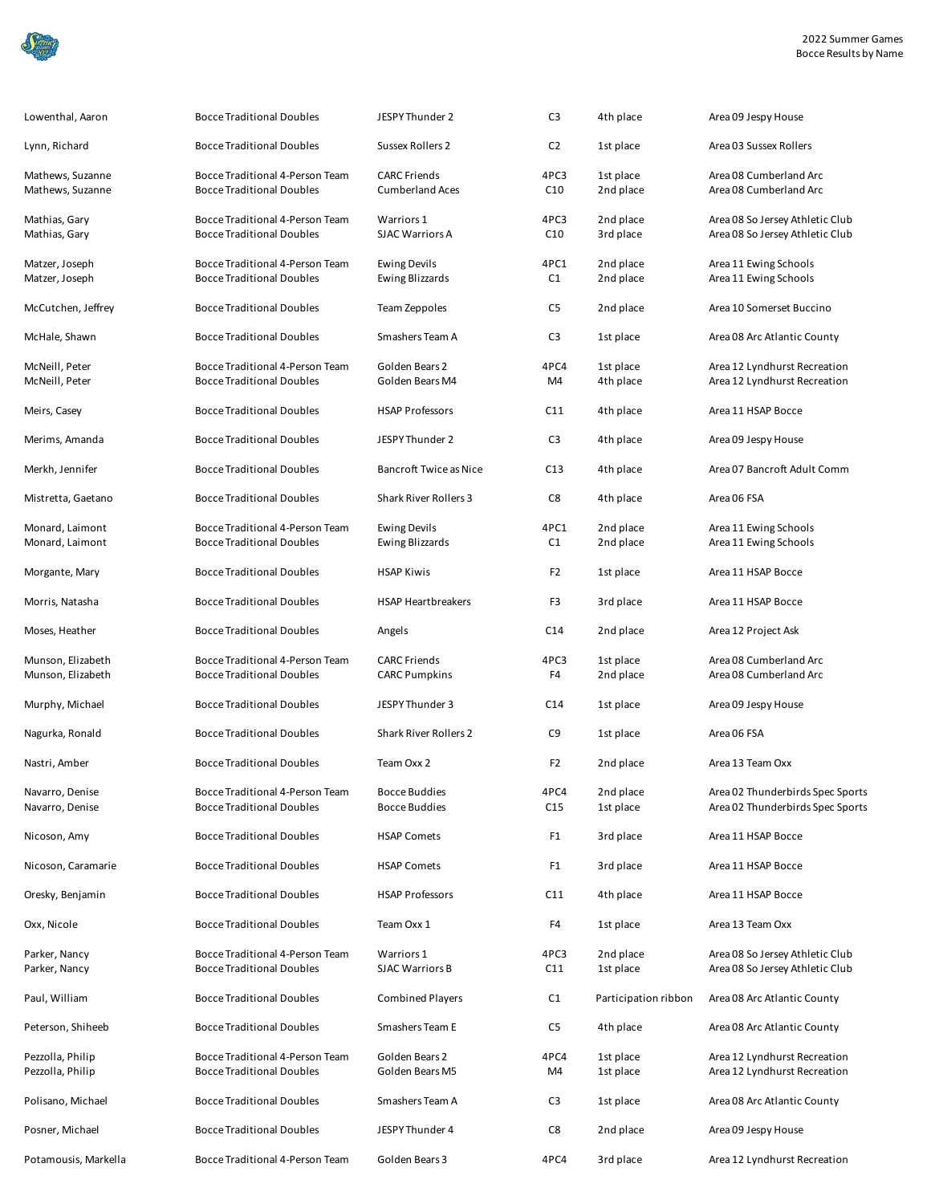| Name | Event | Team | Division | Place | Area/Agency |
|---|---|---|---|---|---|
| Lowenthal, Aaron | Bocce Traditional Doubles | JESPY Thunder 2 | C3 | 4th place | Area 09 Jespy House |
| Lynn, Richard | Bocce Traditional Doubles | Sussex Rollers 2 | C2 | 1st place | Area 03 Sussex Rollers |
| Mathews, Suzanne | Bocce Traditional 4-Person Team | CARC Friends | 4PC3 | 1st place | Area 08 Cumberland Arc |
| Mathews, Suzanne | Bocce Traditional Doubles | Cumberland Aces | C10 | 2nd place | Area 08 Cumberland Arc |
| Mathias, Gary | Bocce Traditional 4-Person Team | Warriors 1 | 4PC3 | 2nd place | Area 08 So Jersey Athletic Club |
| Mathias, Gary | Bocce Traditional Doubles | SJAC Warriors A | C10 | 3rd place | Area 08 So Jersey Athletic Club |
| Matzer, Joseph | Bocce Traditional 4-Person Team | Ewing Devils | 4PC1 | 2nd place | Area 11 Ewing Schools |
| Matzer, Joseph | Bocce Traditional Doubles | Ewing Blizzards | C1 | 2nd place | Area 11 Ewing Schools |
| McCutchen, Jeffrey | Bocce Traditional Doubles | Team Zeppoles | C5 | 2nd place | Area 10 Somerset Buccino |
| McHale, Shawn | Bocce Traditional Doubles | Smashers Team A | C3 | 1st place | Area 08 Arc Atlantic County |
| McNeill, Peter | Bocce Traditional 4-Person Team | Golden Bears 2 | 4PC4 | 1st place | Area 12 Lyndhurst Recreation |
| McNeill, Peter | Bocce Traditional Doubles | Golden Bears M4 | M4 | 4th place | Area 12 Lyndhurst Recreation |
| Meirs, Casey | Bocce Traditional Doubles | HSAP Professors | C11 | 4th place | Area 11 HSAP Bocce |
| Merims, Amanda | Bocce Traditional Doubles | JESPY Thunder 2 | C3 | 4th place | Area 09 Jespy House |
| Merkh, Jennifer | Bocce Traditional Doubles | Bancroft Twice as Nice | C13 | 4th place | Area 07 Bancroft Adult Comm |
| Mistretta, Gaetano | Bocce Traditional Doubles | Shark River Rollers 3 | C8 | 4th place | Area 06 FSA |
| Monard, Laimont | Bocce Traditional 4-Person Team | Ewing Devils | 4PC1 | 2nd place | Area 11 Ewing Schools |
| Monard, Laimont | Bocce Traditional Doubles | Ewing Blizzards | C1 | 2nd place | Area 11 Ewing Schools |
| Morgante, Mary | Bocce Traditional Doubles | HSAP Kiwis | F2 | 1st place | Area 11 HSAP Bocce |
| Morris, Natasha | Bocce Traditional Doubles | HSAP Heartbreakers | F3 | 3rd place | Area 11 HSAP Bocce |
| Moses, Heather | Bocce Traditional Doubles | Angels | C14 | 2nd place | Area 12 Project Ask |
| Munson, Elizabeth | Bocce Traditional 4-Person Team | CARC Friends | 4PC3 | 1st place | Area 08 Cumberland Arc |
| Munson, Elizabeth | Bocce Traditional Doubles | CARC Pumpkins | F4 | 2nd place | Area 08 Cumberland Arc |
| Murphy, Michael | Bocce Traditional Doubles | JESPY Thunder 3 | C14 | 1st place | Area 09 Jespy House |
| Nagurka, Ronald | Bocce Traditional Doubles | Shark River Rollers 2 | C9 | 1st place | Area 06 FSA |
| Nastri, Amber | Bocce Traditional Doubles | Team Oxx 2 | F2 | 2nd place | Area 13 Team Oxx |
| Navarro, Denise | Bocce Traditional 4-Person Team | Bocce Buddies | 4PC4 | 2nd place | Area 02 Thunderbirds Spec Sports |
| Navarro, Denise | Bocce Traditional Doubles | Bocce Buddies | C15 | 1st place | Area 02 Thunderbirds Spec Sports |
| Nicoson, Amy | Bocce Traditional Doubles | HSAP Comets | F1 | 3rd place | Area 11 HSAP Bocce |
| Nicoson, Caramarie | Bocce Traditional Doubles | HSAP Comets | F1 | 3rd place | Area 11 HSAP Bocce |
| Oresky, Benjamin | Bocce Traditional Doubles | HSAP Professors | C11 | 4th place | Area 11 HSAP Bocce |
| Oxx, Nicole | Bocce Traditional Doubles | Team Oxx 1 | F4 | 1st place | Area 13 Team Oxx |
| Parker, Nancy | Bocce Traditional 4-Person Team | Warriors 1 | 4PC3 | 2nd place | Area 08 So Jersey Athletic Club |
| Parker, Nancy | Bocce Traditional Doubles | SJAC Warriors B | C11 | 1st place | Area 08 So Jersey Athletic Club |
| Paul, William | Bocce Traditional Doubles | Combined Players | C1 | Participation ribbon | Area 08 Arc Atlantic County |
| Peterson, Shiheeb | Bocce Traditional Doubles | Smashers Team E | C5 | 4th place | Area 08 Arc Atlantic County |
| Pezzolla, Philip | Bocce Traditional 4-Person Team | Golden Bears 2 | 4PC4 | 1st place | Area 12 Lyndhurst Recreation |
| Pezzolla, Philip | Bocce Traditional Doubles | Golden Bears M5 | M4 | 1st place | Area 12 Lyndhurst Recreation |
| Polisano, Michael | Bocce Traditional Doubles | Smashers Team A | C3 | 1st place | Area 08 Arc Atlantic County |
| Posner, Michael | Bocce Traditional Doubles | JESPY Thunder 4 | C8 | 2nd place | Area 09 Jespy House |
| Potamousis, Markella | Bocce Traditional 4-Person Team | Golden Bears 3 | 4PC4 | 3rd place | Area 12 Lyndhurst Recreation |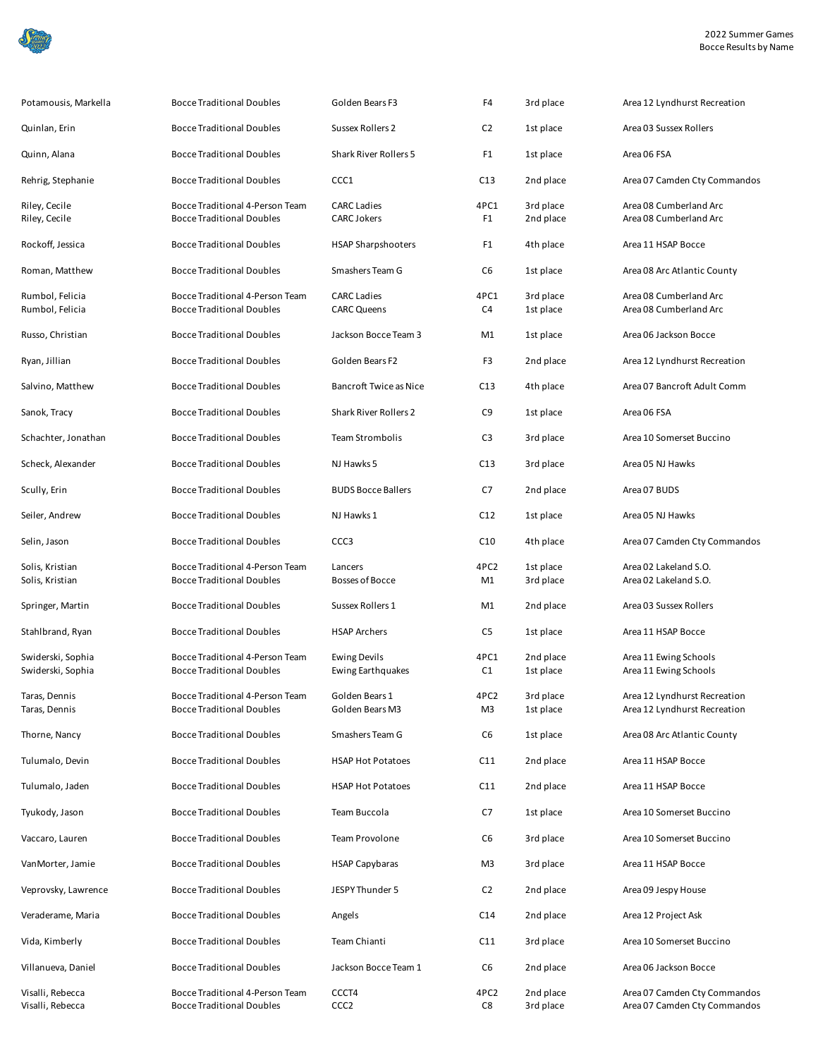| | | | | | |
|---|---|---|---|---|---|
| Potamousis, Markella | Bocce Traditional Doubles | Golden Bears F3 | F4 | 3rd place | Area 12 Lyndhurst Recreation |
| Quinlan, Erin | Bocce Traditional Doubles | Sussex Rollers 2 | C2 | 1st place | Area 03 Sussex Rollers |
| Quinn, Alana | Bocce Traditional Doubles | Shark River Rollers 5 | F1 | 1st place | Area 06 FSA |
| Rehrig, Stephanie | Bocce Traditional Doubles | CCC1 | C13 | 2nd place | Area 07 Camden Cty Commandos |
| Riley, Cecile | Bocce Traditional 4-Person Team | CARC Ladies | 4PC1 | 3rd place | Area 08 Cumberland Arc |
| Riley, Cecile | Bocce Traditional Doubles | CARC Jokers | F1 | 2nd place | Area 08 Cumberland Arc |
| Rockoff, Jessica | Bocce Traditional Doubles | HSAP Sharpshooters | F1 | 4th place | Area 11 HSAP Bocce |
| Roman, Matthew | Bocce Traditional Doubles | Smashers Team G | C6 | 1st place | Area 08 Arc Atlantic County |
| Rumbol, Felicia | Bocce Traditional 4-Person Team | CARC Ladies | 4PC1 | 3rd place | Area 08 Cumberland Arc |
| Rumbol, Felicia | Bocce Traditional Doubles | CARC Queens | C4 | 1st place | Area 08 Cumberland Arc |
| Russo, Christian | Bocce Traditional Doubles | Jackson Bocce Team 3 | M1 | 1st place | Area 06 Jackson Bocce |
| Ryan, Jillian | Bocce Traditional Doubles | Golden Bears F2 | F3 | 2nd place | Area 12 Lyndhurst Recreation |
| Salvino, Matthew | Bocce Traditional Doubles | Bancroft Twice as Nice | C13 | 4th place | Area 07 Bancroft Adult Comm |
| Sanok, Tracy | Bocce Traditional Doubles | Shark River Rollers 2 | C9 | 1st place | Area 06 FSA |
| Schachter, Jonathan | Bocce Traditional Doubles | Team Strombolis | C3 | 3rd place | Area 10 Somerset Buccino |
| Scheck, Alexander | Bocce Traditional Doubles | NJ Hawks 5 | C13 | 3rd place | Area 05 NJ Hawks |
| Scully, Erin | Bocce Traditional Doubles | BUDS Bocce Ballers | C7 | 2nd place | Area 07 BUDS |
| Seiler, Andrew | Bocce Traditional Doubles | NJ Hawks 1 | C12 | 1st place | Area 05 NJ Hawks |
| Selin, Jason | Bocce Traditional Doubles | CCC3 | C10 | 4th place | Area 07 Camden Cty Commandos |
| Solis, Kristian | Bocce Traditional 4-Person Team | Lancers | 4PC2 | 1st place | Area 02 Lakeland S.O. |
| Solis, Kristian | Bocce Traditional Doubles | Bosses of Bocce | M1 | 3rd place | Area 02 Lakeland S.O. |
| Springer, Martin | Bocce Traditional Doubles | Sussex Rollers 1 | M1 | 2nd place | Area 03 Sussex Rollers |
| Stahlbrand, Ryan | Bocce Traditional Doubles | HSAP Archers | C5 | 1st place | Area 11 HSAP Bocce |
| Swiderski, Sophia | Bocce Traditional 4-Person Team | Ewing Devils | 4PC1 | 2nd place | Area 11 Ewing Schools |
| Swiderski, Sophia | Bocce Traditional Doubles | Ewing Earthquakes | C1 | 1st place | Area 11 Ewing Schools |
| Taras, Dennis | Bocce Traditional 4-Person Team | Golden Bears 1 | 4PC2 | 3rd place | Area 12 Lyndhurst Recreation |
| Taras, Dennis | Bocce Traditional Doubles | Golden Bears M3 | M3 | 1st place | Area 12 Lyndhurst Recreation |
| Thorne, Nancy | Bocce Traditional Doubles | Smashers Team G | C6 | 1st place | Area 08 Arc Atlantic County |
| Tulumalo, Devin | Bocce Traditional Doubles | HSAP Hot Potatoes | C11 | 2nd place | Area 11 HSAP Bocce |
| Tulumalo, Jaden | Bocce Traditional Doubles | HSAP Hot Potatoes | C11 | 2nd place | Area 11 HSAP Bocce |
| Tyukody, Jason | Bocce Traditional Doubles | Team Buccola | C7 | 1st place | Area 10 Somerset Buccino |
| Vaccaro, Lauren | Bocce Traditional Doubles | Team Provolone | C6 | 3rd place | Area 10 Somerset Buccino |
| VanMorter, Jamie | Bocce Traditional Doubles | HSAP Capybaras | M3 | 3rd place | Area 11 HSAP Bocce |
| Veprovsky, Lawrence | Bocce Traditional Doubles | JESPY Thunder 5 | C2 | 2nd place | Area 09 Jespy House |
| Veraderame, Maria | Bocce Traditional Doubles | Angels | C14 | 2nd place | Area 12 Project Ask |
| Vida, Kimberly | Bocce Traditional Doubles | Team Chianti | C11 | 3rd place | Area 10 Somerset Buccino |
| Villanueva, Daniel | Bocce Traditional Doubles | Jackson Bocce Team 1 | C6 | 2nd place | Area 06 Jackson Bocce |
| Visalli, Rebecca | Bocce Traditional 4-Person Team | CCCT4 | 4PC2 | 2nd place | Area 07 Camden Cty Commandos |
| Visalli, Rebecca | Bocce Traditional Doubles | CCC2 | C8 | 3rd place | Area 07 Camden Cty Commandos |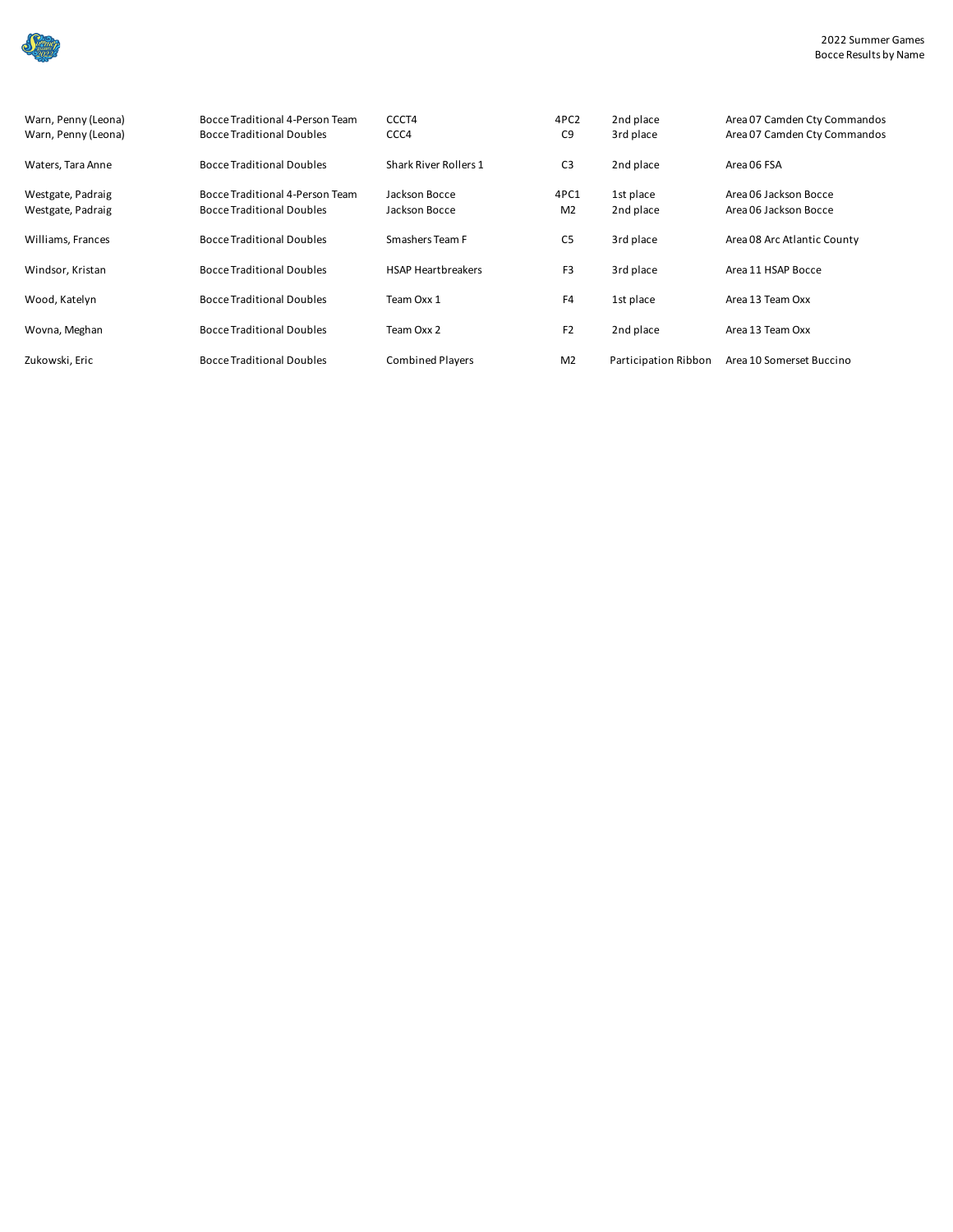| | | | | | |
|---|---|---|---|---|---|
| Warn, Penny (Leona) | Bocce Traditional 4-Person Team | CCCT4 | 4PC2 | 2nd place | Area 07 Camden Cty Commandos |
| Warn, Penny (Leona) | Bocce Traditional Doubles | CCC4 | C9 | 3rd place | Area 07 Camden Cty Commandos |
| Waters, Tara Anne | Bocce Traditional Doubles | Shark River Rollers 1 | C3 | 2nd place | Area 06 FSA |
| Westgate, Padraig | Bocce Traditional 4-Person Team | Jackson Bocce | 4PC1 | 1st place | Area 06 Jackson Bocce |
| Westgate, Padraig | Bocce Traditional Doubles | Jackson Bocce | M2 | 2nd place | Area 06 Jackson Bocce |
| Williams, Frances | Bocce Traditional Doubles | Smashers Team F | C5 | 3rd place | Area 08 Arc Atlantic County |
| Windsor, Kristan | Bocce Traditional Doubles | HSAP Heartbreakers | F3 | 3rd place | Area 11 HSAP Bocce |
| Wood, Katelyn | Bocce Traditional Doubles | Team Oxx 1 | F4 | 1st place | Area 13 Team Oxx |
| Wovna, Meghan | Bocce Traditional Doubles | Team Oxx 2 | F2 | 2nd place | Area 13 Team Oxx |
| Zukowski, Eric | Bocce Traditional Doubles | Combined Players | M2 | Participation Ribbon | Area 10 Somerset Buccino |